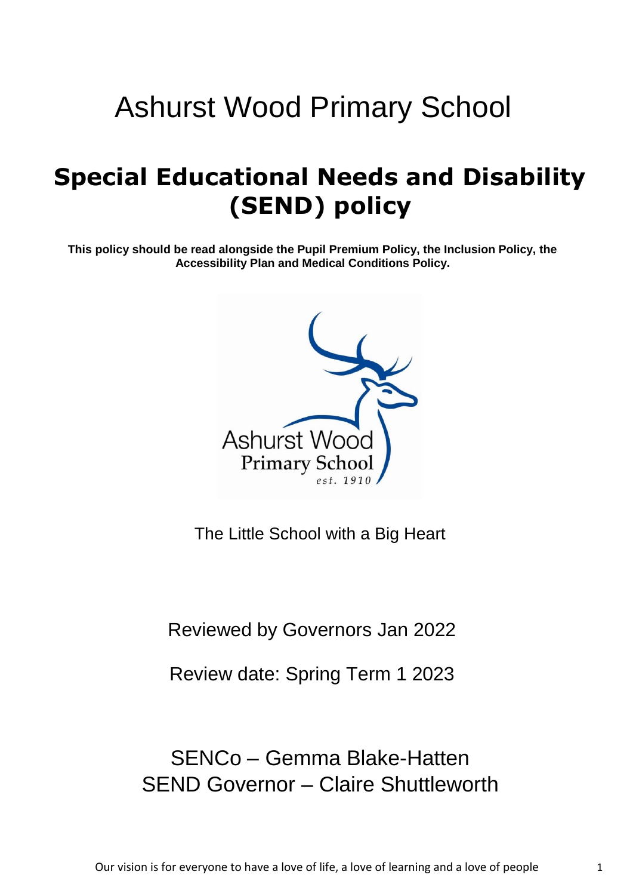# Ashurst Wood Primary School

## Special Educational Needs and Disability (SEND) policy

**This policy should be read alongside the Pupil Premium Policy, the Inclusion Policy, the Accessibility Plan and Medical Conditions Policy.**

The Little School with a Big Heart

Reviewed by Governors Jan 2022

Review date: Spring Term 1 2023

SENCo – Gemma Blake-Hatten
SEND Governor – Claire Shuttleworth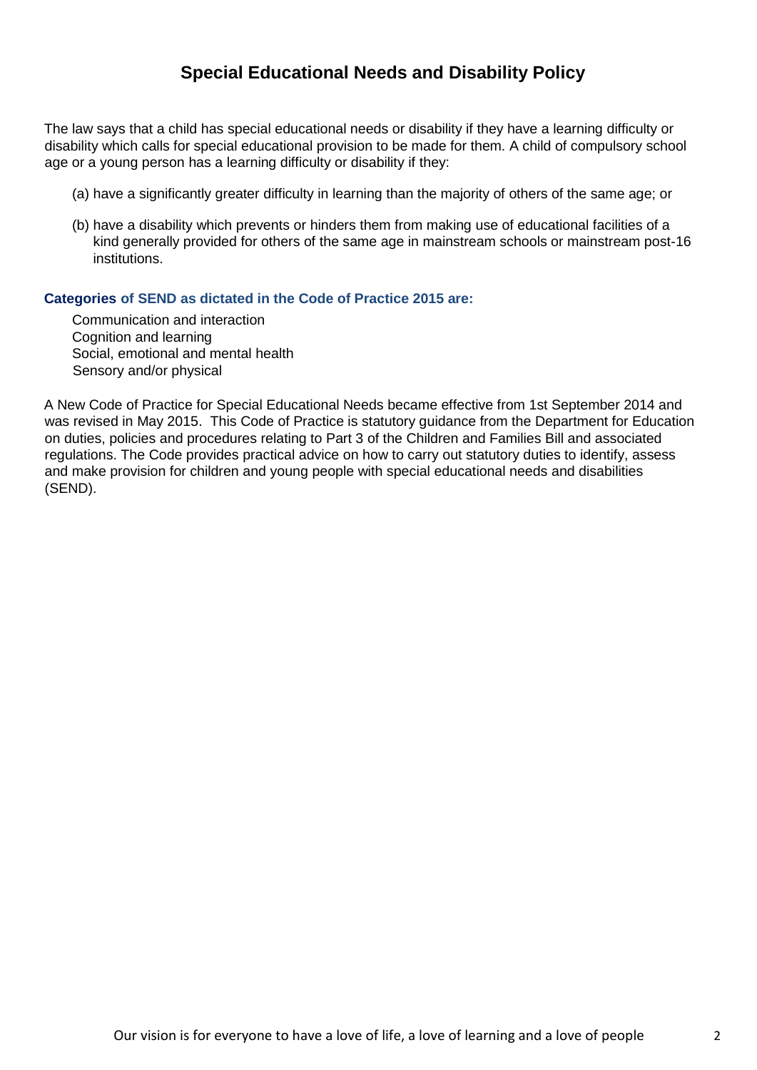# Special Educational Needs and Disability Policy

The law says that a child has special educational needs or disability if they have a learning difficulty or disability which calls for special educational provision to be made for them. A child of compulsory school age or a young person has a learning difficulty or disability if they:

(a) have a significantly greater difficulty in learning than the majority of others of the same age; or

(b) have a disability which prevents or hinders them from making use of educational facilities of a kind generally provided for others of the same age in mainstream schools or mainstream post-16 institutions.

**Categories of SEND as dictated in the Code of Practice 2015 are:**

Communication and interaction
Cognition and learning
Social, emotional and mental health
Sensory and/or physical

A New Code of Practice for Special Educational Needs became effective from 1st September 2014 and was revised in May 2015. This Code of Practice is statutory guidance from the Department for Education on duties, policies and procedures relating to Part 3 of the Children and Families Bill and associated regulations. The Code provides practical advice on how to carry out statutory duties to identify, assess and make provision for children and young people with special educational needs and disabilities (SEND).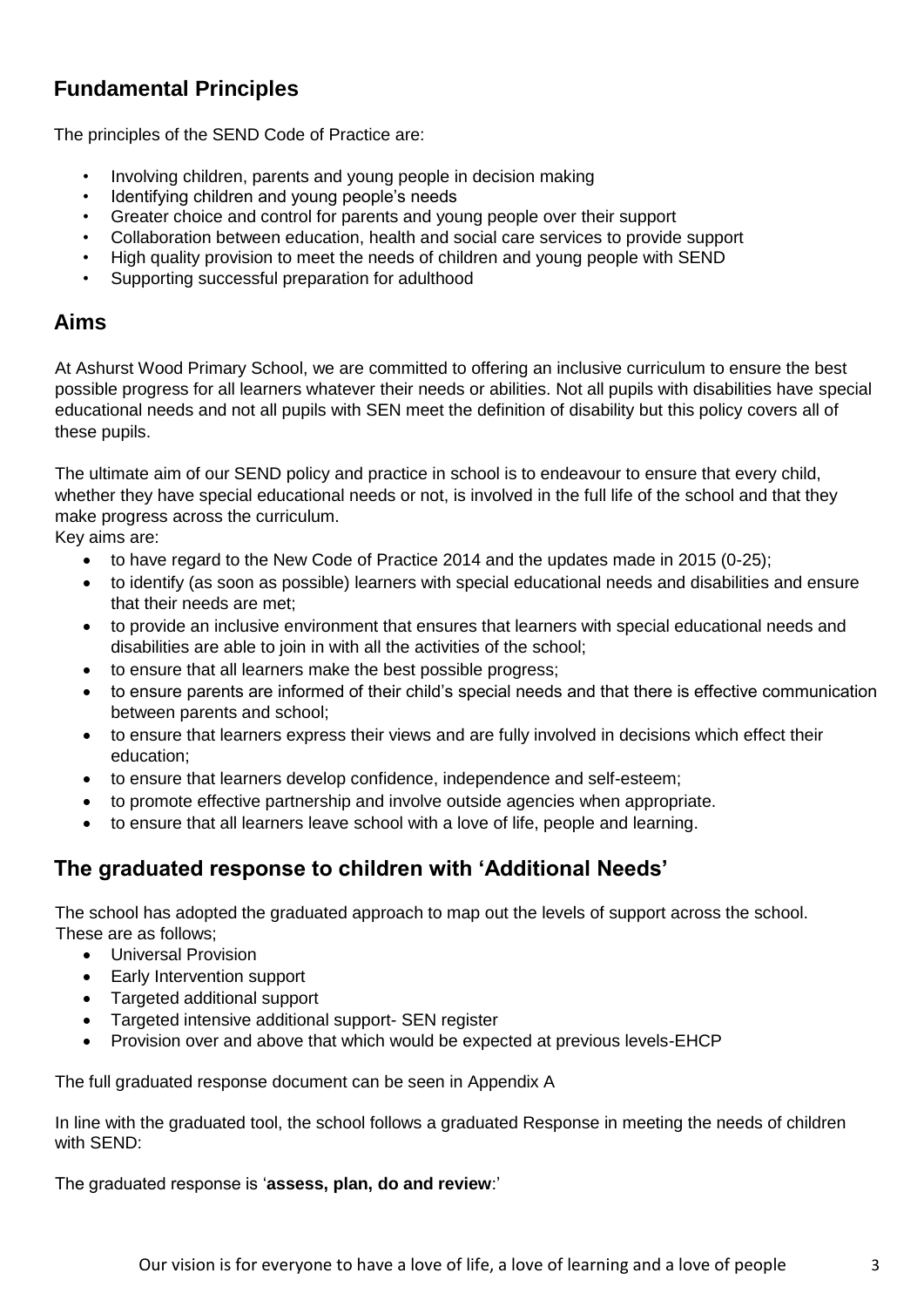## Fundamental Principles

The principles of the SEND Code of Practice are:

- Involving children, parents and young people in decision making
- Identifying children and young people's needs
- Greater choice and control for parents and young people over their support
- Collaboration between education, health and social care services to provide support
- High quality provision to meet the needs of children and young people with SEND
- Supporting successful preparation for adulthood

## Aims

At Ashurst Wood Primary School, we are committed to offering an inclusive curriculum to ensure the best possible progress for all learners whatever their needs or abilities. Not all pupils with disabilities have special educational needs and not all pupils with SEN meet the definition of disability but this policy covers all of these pupils.

The ultimate aim of our SEND policy and practice in school is to endeavour to ensure that every child, whether they have special educational needs or not, is involved in the full life of the school and that they make progress across the curriculum.

Key aims are:

- to have regard to the New Code of Practice 2014 and the updates made in 2015 (0-25);
- to identify (as soon as possible) learners with special educational needs and disabilities and ensure that their needs are met;
- to provide an inclusive environment that ensures that learners with special educational needs and disabilities are able to join in with all the activities of the school;
- to ensure that all learners make the best possible progress;
- to ensure parents are informed of their child's special needs and that there is effective communication between parents and school;
- to ensure that learners express their views and are fully involved in decisions which effect their education;
- to ensure that learners develop confidence, independence and self-esteem;
- to promote effective partnership and involve outside agencies when appropriate.
- to ensure that all learners leave school with a love of life, people and learning.

## The graduated response to children with 'Additional Needs'

The school has adopted the graduated approach to map out the levels of support across the school. These are as follows;

- Universal Provision
- Early Intervention support
- Targeted additional support
- Targeted intensive additional support- SEN register
- Provision over and above that which would be expected at previous levels-EHCP

The full graduated response document can be seen in Appendix A

In line with the graduated tool, the school follows a graduated Response in meeting the needs of children with SEND:

The graduated response is '**assess, plan, do and review**:'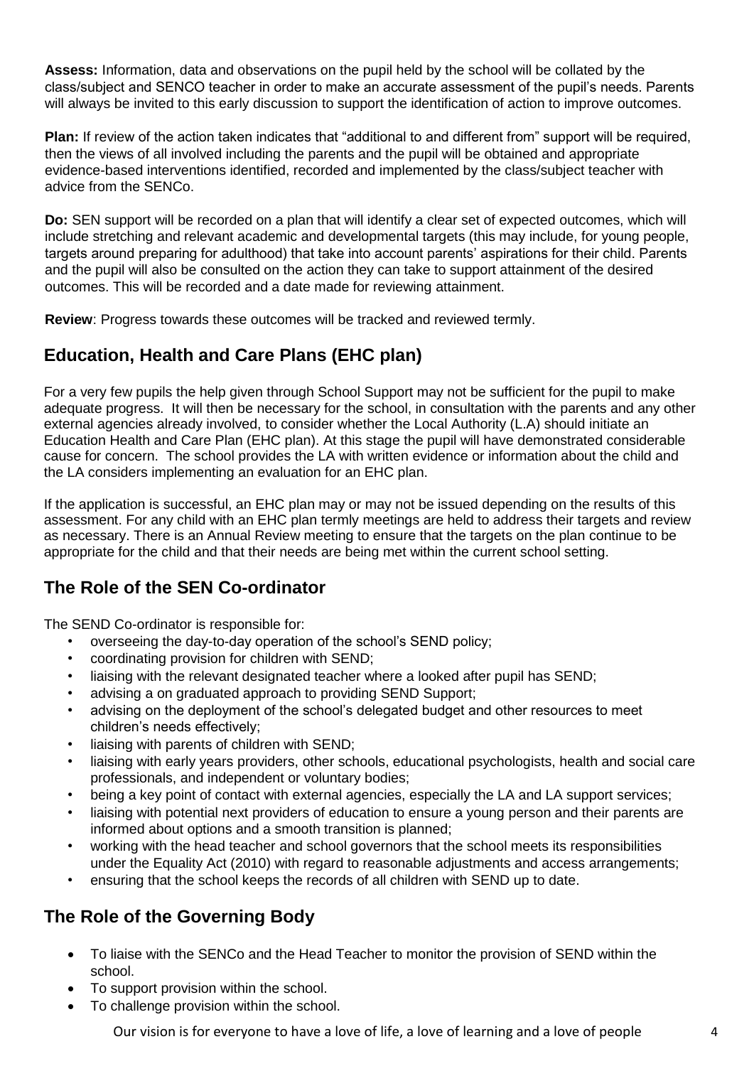**Assess:** Information, data and observations on the pupil held by the school will be collated by the class/subject and SENCO teacher in order to make an accurate assessment of the pupil's needs. Parents will always be invited to this early discussion to support the identification of action to improve outcomes.

**Plan:** If review of the action taken indicates that "additional to and different from" support will be required, then the views of all involved including the parents and the pupil will be obtained and appropriate evidence-based interventions identified, recorded and implemented by the class/subject teacher with advice from the SENCo.

**Do:** SEN support will be recorded on a plan that will identify a clear set of expected outcomes, which will include stretching and relevant academic and developmental targets (this may include, for young people, targets around preparing for adulthood) that take into account parents' aspirations for their child. Parents and the pupil will also be consulted on the action they can take to support attainment of the desired outcomes. This will be recorded and a date made for reviewing attainment.

**Review**: Progress towards these outcomes will be tracked and reviewed termly.

## Education, Health and Care Plans (EHC plan)

For a very few pupils the help given through School Support may not be sufficient for the pupil to make adequate progress. It will then be necessary for the school, in consultation with the parents and any other external agencies already involved, to consider whether the Local Authority (L.A) should initiate an Education Health and Care Plan (EHC plan). At this stage the pupil will have demonstrated considerable cause for concern. The school provides the LA with written evidence or information about the child and the LA considers implementing an evaluation for an EHC plan.

If the application is successful, an EHC plan may or may not be issued depending on the results of this assessment. For any child with an EHC plan termly meetings are held to address their targets and review as necessary. There is an Annual Review meeting to ensure that the targets on the plan continue to be appropriate for the child and that their needs are being met within the current school setting.

## The Role of the SEN Co-ordinator

The SEND Co-ordinator is responsible for:

- overseeing the day-to-day operation of the school's SEND policy;
- coordinating provision for children with SEND;
- liaising with the relevant designated teacher where a looked after pupil has SEND;
- advising a on graduated approach to providing SEND Support;
- advising on the deployment of the school's delegated budget and other resources to meet children's needs effectively;
- liaising with parents of children with SEND;
- liaising with early years providers, other schools, educational psychologists, health and social care professionals, and independent or voluntary bodies;
- being a key point of contact with external agencies, especially the LA and LA support services;
- liaising with potential next providers of education to ensure a young person and their parents are informed about options and a smooth transition is planned;
- working with the head teacher and school governors that the school meets its responsibilities under the Equality Act (2010) with regard to reasonable adjustments and access arrangements;
- ensuring that the school keeps the records of all children with SEND up to date.

## The Role of the Governing Body

- To liaise with the SENCo and the Head Teacher to monitor the provision of SEND within the school.
- To support provision within the school.
- To challenge provision within the school.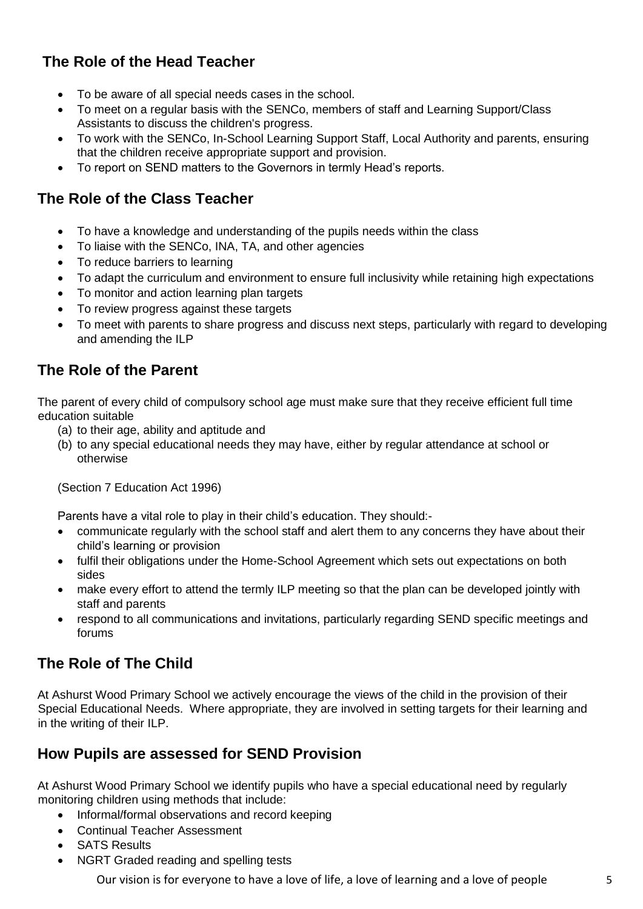## The Role of the Head Teacher

- To be aware of all special needs cases in the school.
- To meet on a regular basis with the SENCo, members of staff and Learning Support/Class Assistants to discuss the children's progress.
- To work with the SENCo, In-School Learning Support Staff, Local Authority and parents, ensuring that the children receive appropriate support and provision.
- To report on SEND matters to the Governors in termly Head's reports.

## The Role of the Class Teacher

- To have a knowledge and understanding of the pupils needs within the class
- To liaise with the SENCo, INA, TA, and other agencies
- To reduce barriers to learning
- To adapt the curriculum and environment to ensure full inclusivity while retaining high expectations
- To monitor and action learning plan targets
- To review progress against these targets
- To meet with parents to share progress and discuss next steps, particularly with regard to developing and amending the ILP

## The Role of the Parent

The parent of every child of compulsory school age must make sure that they receive efficient full time education suitable

(a) to their age, ability and aptitude and
(b) to any special educational needs they may have, either by regular attendance at school or otherwise

(Section 7 Education Act 1996)

Parents have a vital role to play in their child's education. They should:-

- communicate regularly with the school staff and alert them to any concerns they have about their child's learning or provision
- fulfil their obligations under the Home-School Agreement which sets out expectations on both sides
- make every effort to attend the termly ILP meeting so that the plan can be developed jointly with staff and parents
- respond to all communications and invitations, particularly regarding SEND specific meetings and forums

## The Role of The Child

At Ashurst Wood Primary School we actively encourage the views of the child in the provision of their Special Educational Needs. Where appropriate, they are involved in setting targets for their learning and in the writing of their ILP.

## How Pupils are assessed for SEND Provision

At Ashurst Wood Primary School we identify pupils who have a special educational need by regularly monitoring children using methods that include:

- Informal/formal observations and record keeping
- Continual Teacher Assessment
- SATS Results
- NGRT Graded reading and spelling tests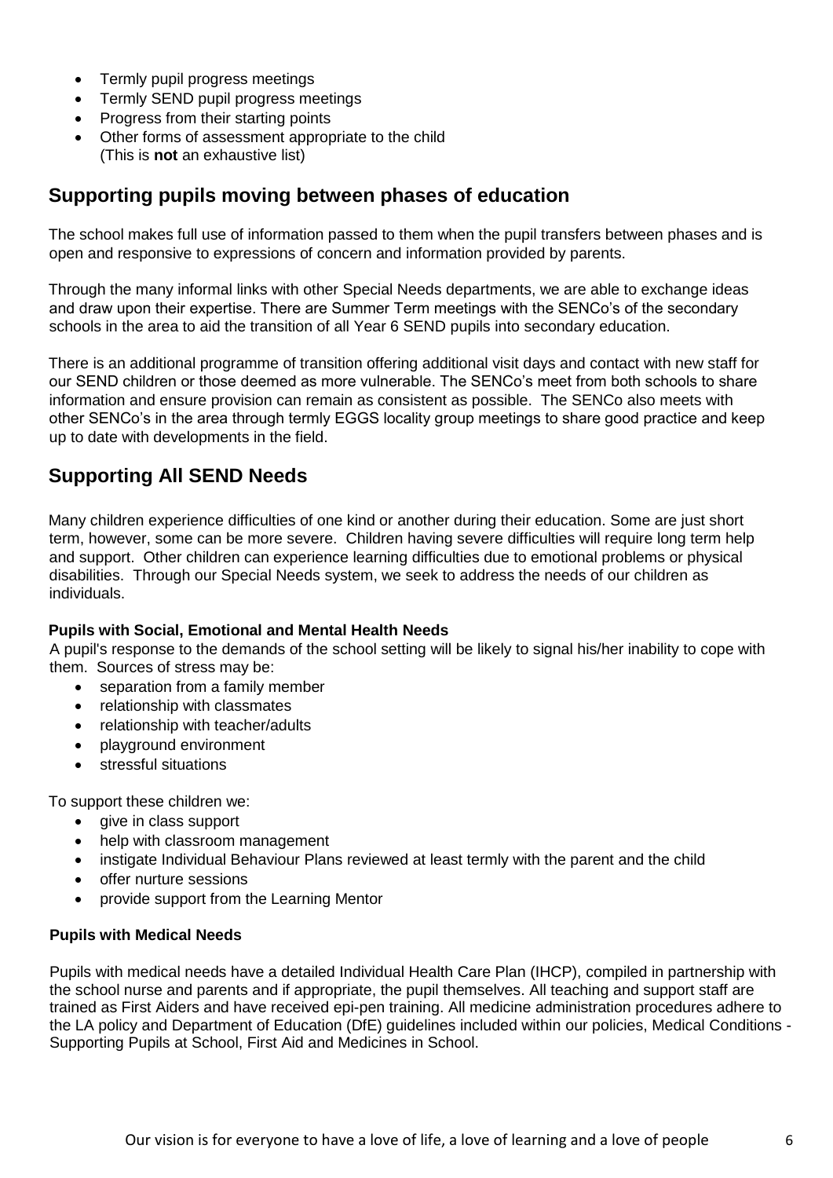- Termly pupil progress meetings
- Termly SEND pupil progress meetings
- Progress from their starting points
- Other forms of assessment appropriate to the child
  (This is **not** an exhaustive list)

## Supporting pupils moving between phases of education

The school makes full use of information passed to them when the pupil transfers between phases and is open and responsive to expressions of concern and information provided by parents.

Through the many informal links with other Special Needs departments, we are able to exchange ideas and draw upon their expertise. There are Summer Term meetings with the SENCo's of the secondary schools in the area to aid the transition of all Year 6 SEND pupils into secondary education.

There is an additional programme of transition offering additional visit days and contact with new staff for our SEND children or those deemed as more vulnerable. The SENCo's meet from both schools to share information and ensure provision can remain as consistent as possible. The SENCo also meets with other SENCo's in the area through termly EGGS locality group meetings to share good practice and keep up to date with developments in the field.

## Supporting All SEND Needs

Many children experience difficulties of one kind or another during their education. Some are just short term, however, some can be more severe. Children having severe difficulties will require long term help and support. Other children can experience learning difficulties due to emotional problems or physical disabilities. Through our Special Needs system, we seek to address the needs of our children as individuals.

#### Pupils with Social, Emotional and Mental Health Needs

A pupil's response to the demands of the school setting will be likely to signal his/her inability to cope with them. Sources of stress may be:

- separation from a family member
- relationship with classmates
- relationship with teacher/adults
- playground environment
- stressful situations

To support these children we:

- give in class support
- help with classroom management
- instigate Individual Behaviour Plans reviewed at least termly with the parent and the child
- offer nurture sessions
- provide support from the Learning Mentor

#### Pupils with Medical Needs

Pupils with medical needs have a detailed Individual Health Care Plan (IHCP), compiled in partnership with the school nurse and parents and if appropriate, the pupil themselves. All teaching and support staff are trained as First Aiders and have received epi-pen training. All medicine administration procedures adhere to the LA policy and Department of Education (DfE) guidelines included within our policies, Medical Conditions - Supporting Pupils at School, First Aid and Medicines in School.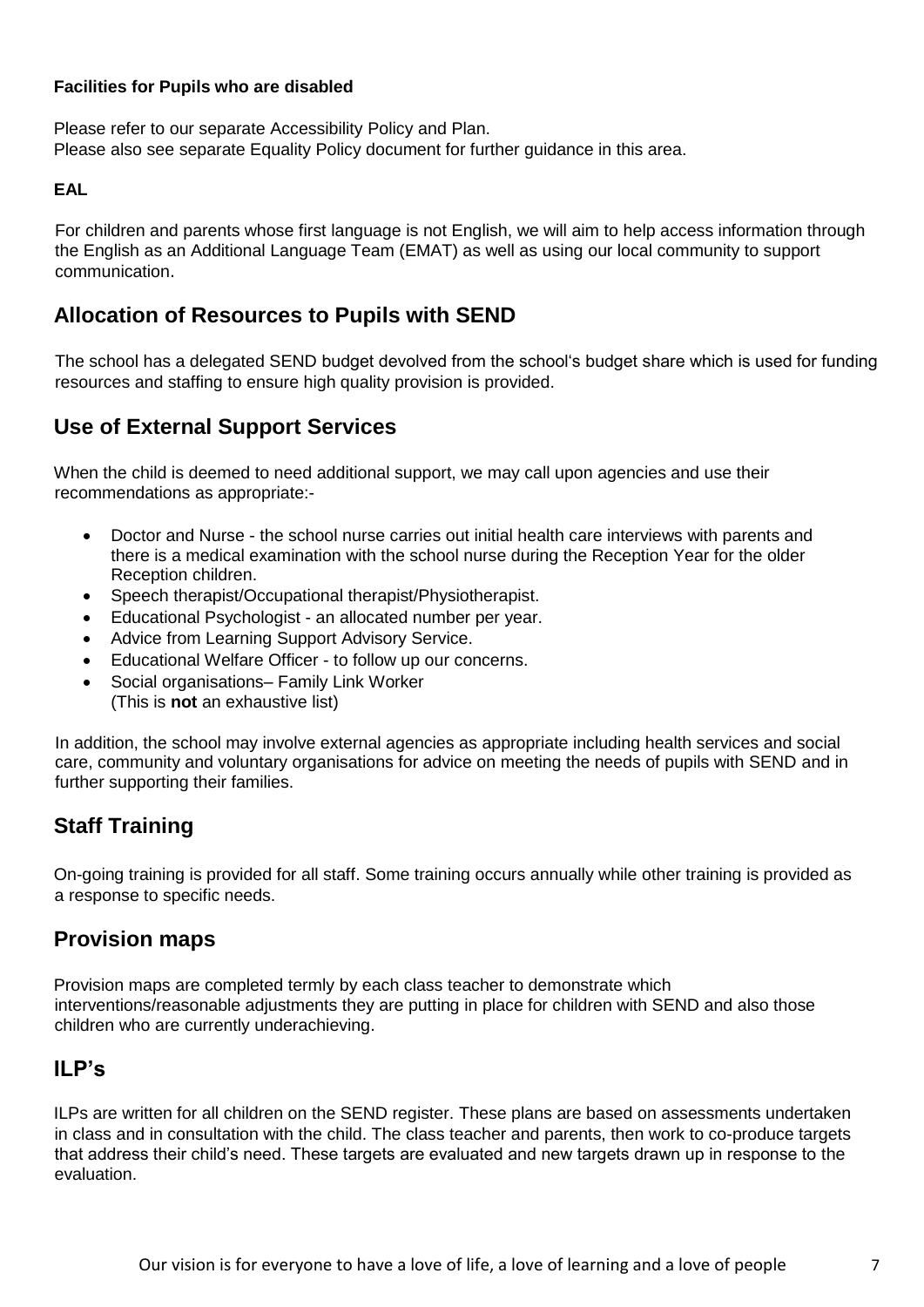**Facilities for Pupils who are disabled**

Please refer to our separate Accessibility Policy and Plan.
Please also see separate Equality Policy document for further guidance in this area.

**EAL**

For children and parents whose first language is not English, we will aim to help access information through the English as an Additional Language Team (EMAT) as well as using our local community to support communication.

## Allocation of Resources to Pupils with SEND

The school has a delegated SEND budget devolved from the school's budget share which is used for funding resources and staffing to ensure high quality provision is provided.

## Use of External Support Services

When the child is deemed to need additional support, we may call upon agencies and use their recommendations as appropriate:-

- Doctor and Nurse - the school nurse carries out initial health care interviews with parents and there is a medical examination with the school nurse during the Reception Year for the older Reception children.
- Speech therapist/Occupational therapist/Physiotherapist.
- Educational Psychologist - an allocated number per year.
- Advice from Learning Support Advisory Service.
- Educational Welfare Officer - to follow up our concerns.
- Social organisations– Family Link Worker
  (This is **not** an exhaustive list)

In addition, the school may involve external agencies as appropriate including health services and social care, community and voluntary organisations for advice on meeting the needs of pupils with SEND and in further supporting their families.

## Staff Training

On-going training is provided for all staff. Some training occurs annually while other training is provided as a response to specific needs.

## Provision maps

Provision maps are completed termly by each class teacher to demonstrate which interventions/reasonable adjustments they are putting in place for children with SEND and also those children who are currently underachieving.

## ILP's

ILPs are written for all children on the SEND register. These plans are based on assessments undertaken in class and in consultation with the child. The class teacher and parents, then work to co-produce targets that address their child's need. These targets are evaluated and new targets drawn up in response to the evaluation.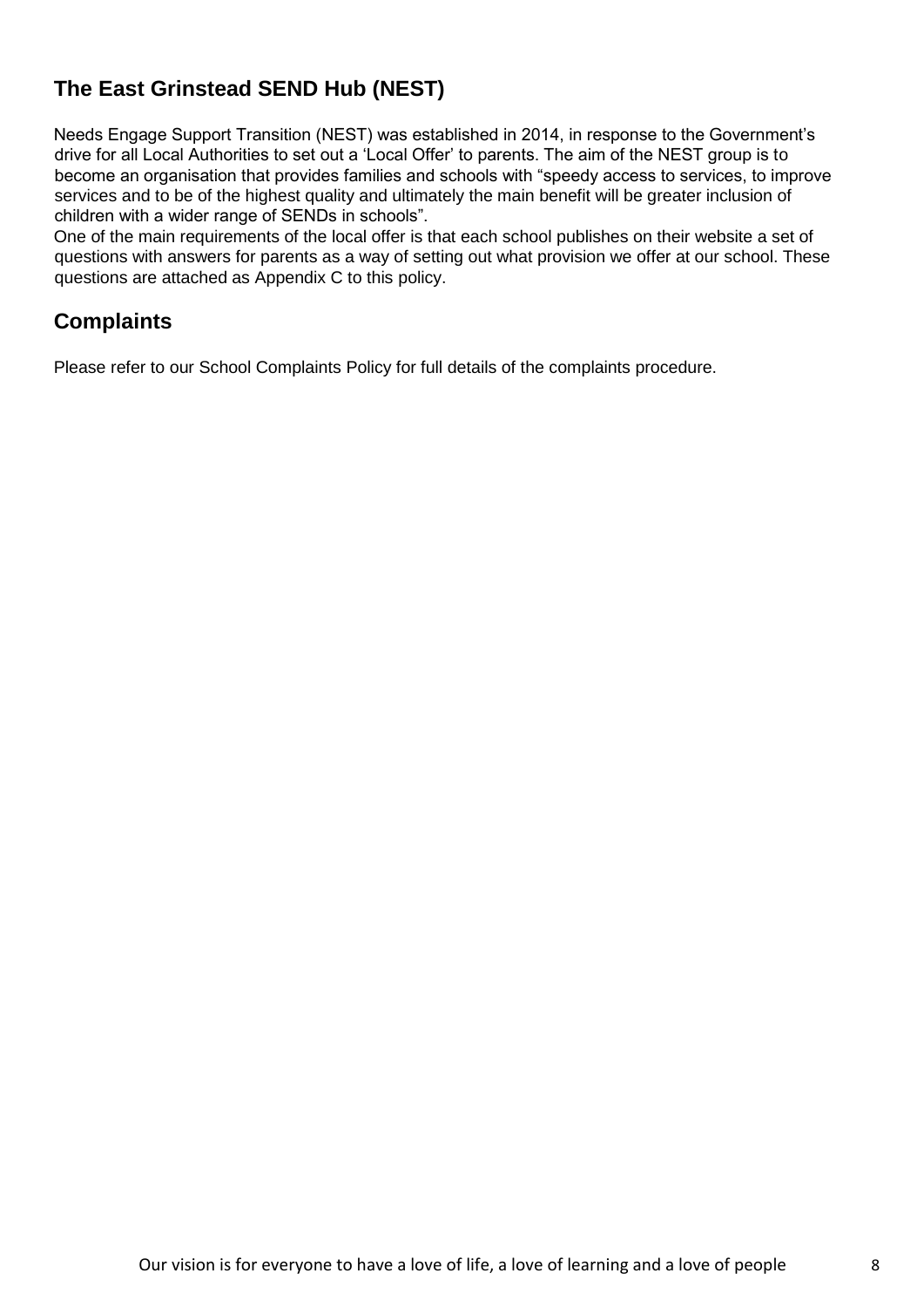## The East Grinstead SEND Hub (NEST)

Needs Engage Support Transition (NEST) was established in 2014, in response to the Government's drive for all Local Authorities to set out a 'Local Offer' to parents. The aim of the NEST group is to become an organisation that provides families and schools with "speedy access to services, to improve services and to be of the highest quality and ultimately the main benefit will be greater inclusion of children with a wider range of SENDs in schools".

One of the main requirements of the local offer is that each school publishes on their website a set of questions with answers for parents as a way of setting out what provision we offer at our school. These questions are attached as Appendix C to this policy.

## Complaints

Please refer to our School Complaints Policy for full details of the complaints procedure.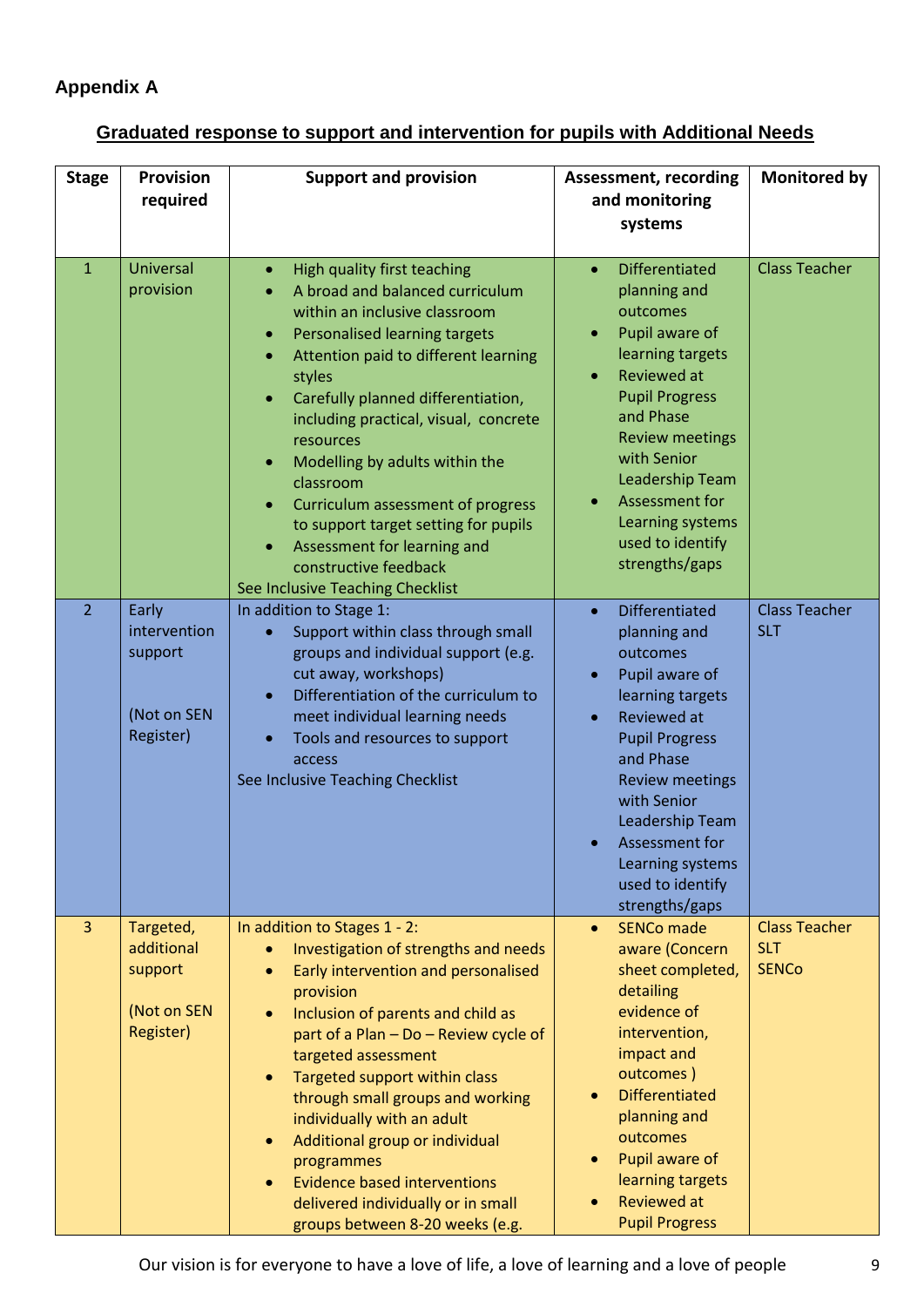**Appendix A**

## Graduated response to support and intervention for pupils with Additional Needs

| Stage | Provision required | Support and provision | Assessment, recording and monitoring systems | Monitored by |
|---|---|---|---|---|
| 1 | Universal provision | • High quality first teaching<br>• A broad and balanced curriculum within an inclusive classroom<br>• Personalised learning targets<br>• Attention paid to different learning styles<br>• Carefully planned differentiation, including practical, visual, concrete resources<br>• Modelling by adults within the classroom<br>• Curriculum assessment of progress to support target setting for pupils<br>• Assessment for learning and constructive feedback<br>See Inclusive Teaching Checklist | • Differentiated planning and outcomes<br>• Pupil aware of learning targets<br>• Reviewed at Pupil Progress and Phase Review meetings with Senior Leadership Team<br>• Assessment for Learning systems used to identify strengths/gaps | Class Teacher |
| 2 | Early intervention support<br><br>(Not on SEN Register) | In addition to Stage 1:<br>• Support within class through small groups and individual support (e.g. cut away, workshops)<br>• Differentiation of the curriculum to meet individual learning needs<br>• Tools and resources to support access<br>See Inclusive Teaching Checklist | • Differentiated planning and outcomes<br>• Pupil aware of learning targets<br>• Reviewed at Pupil Progress and Phase Review meetings with Senior Leadership Team<br>• Assessment for Learning systems used to identify strengths/gaps | Class Teacher<br>SLT |
| 3 | Targeted, additional support<br><br>(Not on SEN Register) | In addition to Stages 1 - 2:<br>• Investigation of strengths and needs<br>• Early intervention and personalised provision<br>• Inclusion of parents and child as part of a Plan – Do – Review cycle of targeted assessment<br>• Targeted support within class through small groups and working individually with an adult<br>• Additional group or individual programmes<br>• Evidence based interventions delivered individually or in small groups between 8-20 weeks (e.g. | • SENCo made aware (Concern sheet completed, detailing evidence of intervention, impact and outcomes )<br>• Differentiated planning and outcomes<br>• Pupil aware of learning targets<br>• Reviewed at Pupil Progress | Class Teacher<br>SLT<br>SENCo |

Our vision is for everyone to have a love of life, a love of learning and a love of people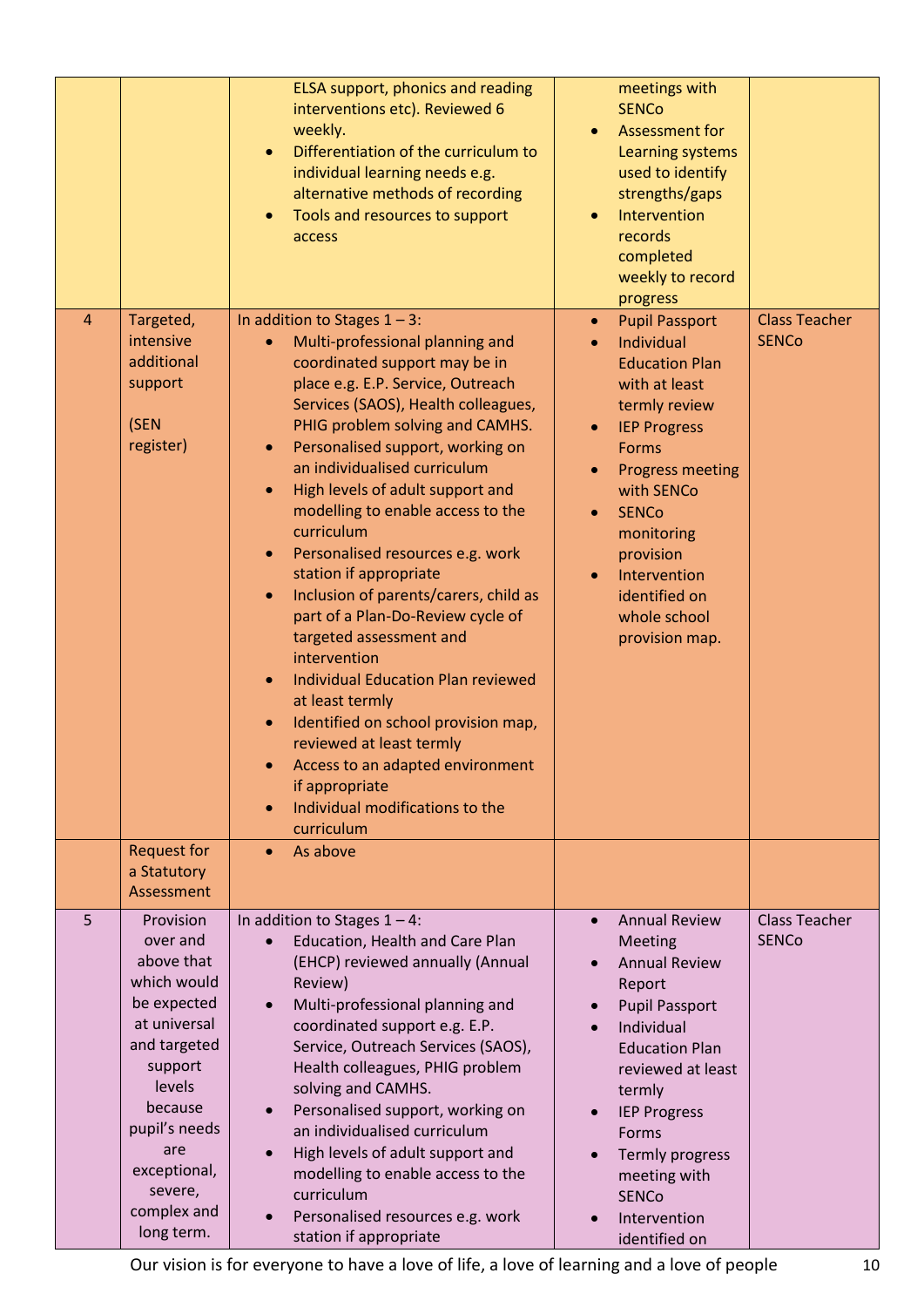| | | | | |
|---|---|---|---|---|
| | | ELSA support, phonics and reading interventions etc). Reviewed 6 weekly.<br>• Differentiation of the curriculum to individual learning needs e.g. alternative methods of recording<br>• Tools and resources to support access | meetings with SENCo<br>• Assessment for Learning systems used to identify strengths/gaps<br>• Intervention records completed weekly to record progress | |
| 4 | Targeted, intensive additional support<br><br>(SEN register) | In addition to Stages 1 – 3:<br>• Multi-professional planning and coordinated support may be in place e.g. E.P. Service, Outreach Services (SAOS), Health colleagues, PHIG problem solving and CAMHS.<br>• Personalised support, working on an individualised curriculum<br>• High levels of adult support and modelling to enable access to the curriculum<br>• Personalised resources e.g. work station if appropriate<br>• Inclusion of parents/carers, child as part of a Plan-Do-Review cycle of targeted assessment and intervention<br>• Individual Education Plan reviewed at least termly<br>• Identified on school provision map, reviewed at least termly<br>• Access to an adapted environment if appropriate<br>• Individual modifications to the curriculum | • Pupil Passport<br>• Individual Education Plan with at least termly review<br>• IEP Progress Forms<br>• Progress meeting with SENCo<br>• SENCo monitoring provision<br>• Intervention identified on whole school provision map. | Class Teacher<br>SENCo |
| | Request for a Statutory Assessment | • As above | | |
| 5 | Provision over and above that which would be expected at universal and targeted support levels because pupil's needs are exceptional, severe, complex and long term. | In addition to Stages 1 – 4:<br>• Education, Health and Care Plan (EHCP) reviewed annually (Annual Review)<br>• Multi-professional planning and coordinated support e.g. E.P. Service, Outreach Services (SAOS), Health colleagues, PHIG problem solving and CAMHS.<br>• Personalised support, working on an individualised curriculum<br>• High levels of adult support and modelling to enable access to the curriculum<br>• Personalised resources e.g. work station if appropriate | • Annual Review Meeting<br>• Annual Review Report<br>• Pupil Passport<br>• Individual Education Plan reviewed at least termly<br>• IEP Progress Forms<br>• Termly progress meeting with SENCo<br>• Intervention identified on | Class Teacher<br>SENCo |

Our vision is for everyone to have a love of life, a love of learning and a love of people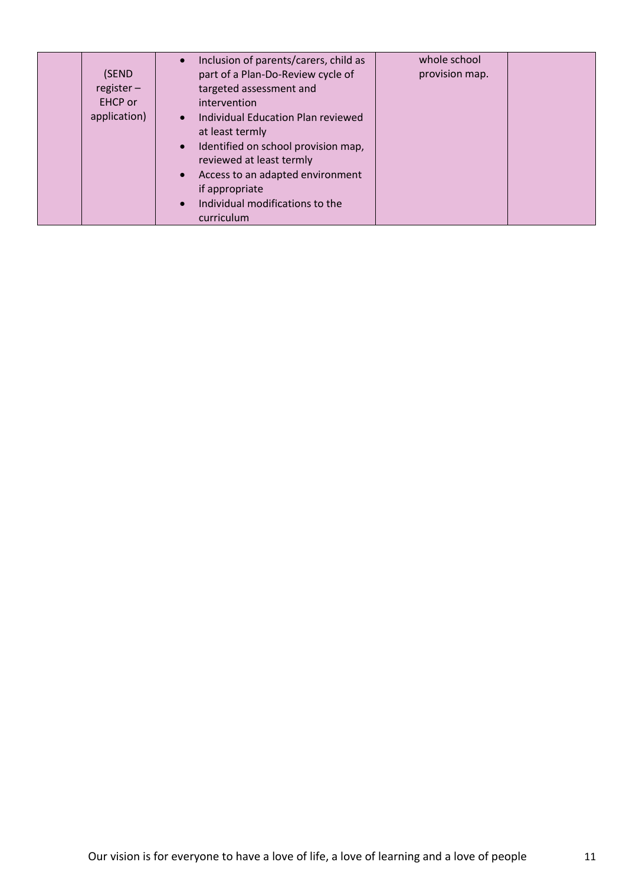|  | (SEND register – EHCP or application) | • Inclusion of parents/carers, child as part of a Plan-Do-Review cycle of targeted assessment and intervention<br>• Individual Education Plan reviewed at least termly<br>• Identified on school provision map, reviewed at least termly<br>• Access to an adapted environment if appropriate<br>• Individual modifications to the curriculum | whole school provision map. |  |
|---|---|---|---|---|

Our vision is for everyone to have a love of life, a love of learning and a love of people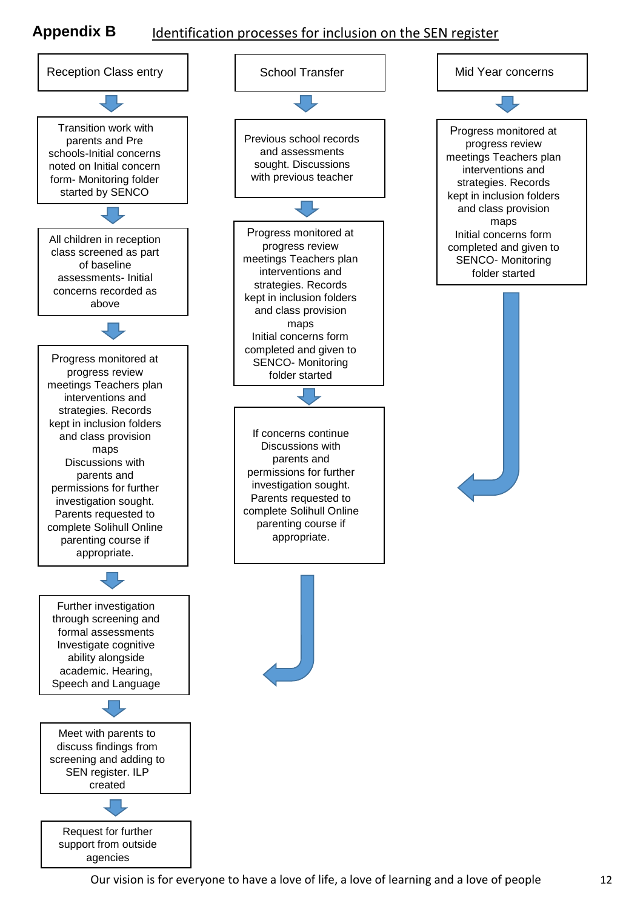## Appendix B

**Identification processes for inclusion on the SEN register**

### Reception Class entry

1. Transition work with parents and Pre schools-Initial concerns noted on Initial concern form- Monitoring folder started by SENCO
2. All children in reception class screened as part of baseline assessments- Initial concerns recorded as above
3. Progress monitored at progress review meetings Teachers plan interventions and strategies. Records kept in inclusion folders and class provision maps Discussions with parents and permissions for further investigation sought. Parents requested to complete Solihull Online parenting course if appropriate.
4. Further investigation through screening and formal assessments Investigate cognitive ability alongside academic. Hearing, Speech and Language
5. Meet with parents to discuss findings from screening and adding to SEN register. ILP created
6. Request for further support from outside agencies

### School Transfer

1. Previous school records and assessments sought. Discussions with previous teacher
2. Progress monitored at progress review meetings Teachers plan interventions and strategies. Records kept in inclusion folders and class provision maps Initial concerns form completed and given to SENCO- Monitoring folder started
3. If concerns continue Discussions with parents and permissions for further investigation sought. Parents requested to complete Solihull Online parenting course if appropriate.

### Mid Year concerns

1. Progress monitored at progress review meetings Teachers plan interventions and strategies. Records kept in inclusion folders and class provision maps Initial concerns form completed and given to SENCO- Monitoring folder started

Our vision is for everyone to have a love of life, a love of learning and a love of people